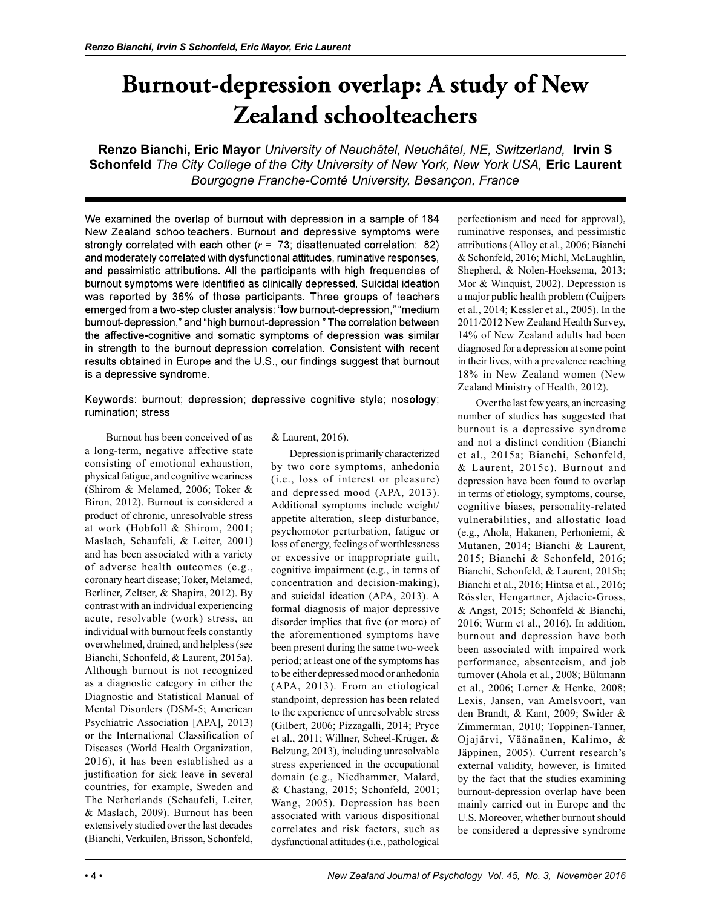# Burnout-depression overlap: A study of New Zealand schoolteachers

**Renzo Bianchi, Eric Mayor** *University of Neuchâtel, Neuchâtel, NE, Switzerland,* **Irvin S Schonfeld** *The City College of the City University of New York, New York USA,* **Eric Laurent** *Bourgogne Franche-Comté University, Besançon, France*

We examined the overlap of burnout with depression in a sample of 184 New Zealand schoolteachers. Burnout and depressive symptoms were strongly correlated with each other ($r$ = .73; disattenuated correlation: .82) and moderately correlated with dysfunctional attitudes, ruminative responses, and pessimistic attributions. All the participants with high frequencies of burnout symptoms were identified as clinically depressed. Suicidal ideation was reported by 36% of those participants. Three groups of teachers emerged from a two-step cluster analysis: "low burnout-depression," "medium burnout-depression," and "high burnout-depression." The correlation between the affective-cognitive and somatic symptoms of depression was similar in strength to the burnout-depression correlation. Consistent with recent results obtained in Europe and the U.S., our findings suggest that burnout is a depressive syndrome.

Keywords: burnout; depression; depressive cognitive style; nosology; rumination; stress

Burnout has been conceived of as a long-term, negative affective state consisting of emotional exhaustion, physical fatigue, and cognitive weariness (Shirom & Melamed, 2006; Toker & Biron, 2012). Burnout is considered a product of chronic, unresolvable stress at work (Hobfoll & Shirom, 2001; Maslach, Schaufeli, & Leiter, 2001) and has been associated with a variety of adverse health outcomes (e.g., coronary heart disease; Toker, Melamed, Berliner, Zeltser, & Shapira, 2012). By contrast with an individual experiencing acute, resolvable (work) stress, an individual with burnout feels constantly overwhelmed, drained, and helpless (see Bianchi, Schonfeld, & Laurent, 2015a). Although burnout is not recognized as a diagnostic category in either the Diagnostic and Statistical Manual of Mental Disorders (DSM-5; American Psychiatric Association [APA], 2013) or the International Classification of Diseases (World Health Organization, 2016), it has been established as a justification for sick leave in several countries, for example, Sweden and The Netherlands (Schaufeli, Leiter, & Maslach, 2009). Burnout has been extensively studied over the last decades (Bianchi, Verkuilen, Brisson, Schonfeld, & Laurent, 2016).

Depression is primarily characterized by two core symptoms, anhedonia (i.e., loss of interest or pleasure) and depressed mood (APA, 2013). Additional symptoms include weight/appetite alteration, sleep disturbance, psychomotor perturbation, fatigue or loss of energy, feelings of worthlessness or excessive or inappropriate guilt, cognitive impairment (e.g., in terms of concentration and decision-making), and suicidal ideation (APA, 2013). A formal diagnosis of major depressive disorder implies that five (or more) of the aforementioned symptoms have been present during the same two-week period; at least one of the symptoms has to be either depressed mood or anhedonia (APA, 2013). From an etiological standpoint, depression has been related to the experience of unresolvable stress (Gilbert, 2006; Pizzagalli, 2014; Pryce et al., 2011; Willner, Scheel-Krüger, & Belzung, 2013), including unresolvable stress experienced in the occupational domain (e.g., Niedhammer, Malard, & Chastang, 2015; Schonfeld, 2001; Wang, 2005). Depression has been associated with various dispositional correlates and risk factors, such as dysfunctional attitudes (i.e., pathological perfectionism and need for approval), ruminative responses, and pessimistic attributions (Alloy et al., 2006; Bianchi & Schonfeld, 2016; Michl, McLaughlin, Shepherd, & Nolen-Hoeksema, 2013; Mor & Winquist, 2002). Depression is a major public health problem (Cuijpers et al., 2014; Kessler et al., 2005). In the 2011/2012 New Zealand Health Survey, 14% of New Zealand adults had been diagnosed for a depression at some point in their lives, with a prevalence reaching 18% in New Zealand women (New Zealand Ministry of Health, 2012).

Over the last few years, an increasing number of studies has suggested that burnout is a depressive syndrome and not a distinct condition (Bianchi et al., 2015a; Bianchi, Schonfeld, & Laurent, 2015c). Burnout and depression have been found to overlap in terms of etiology, symptoms, course, cognitive biases, personality-related vulnerabilities, and allostatic load (e.g., Ahola, Hakanen, Perhoniemi, & Mutanen, 2014; Bianchi & Laurent, 2015; Bianchi & Schonfeld, 2016; Bianchi, Schonfeld, & Laurent, 2015b; Bianchi et al., 2016; Hintsa et al., 2016; Rössler, Hengartner, Ajdacic-Gross, & Angst, 2015; Schonfeld & Bianchi, 2016; Wurm et al., 2016). In addition, burnout and depression have both been associated with impaired work performance, absenteeism, and job turnover (Ahola et al., 2008; Bültmann et al., 2006; Lerner & Henke, 2008; Lexis, Jansen, van Amelsvoort, van den Brandt, & Kant, 2009; Swider & Zimmerman, 2010; Toppinen-Tanner, Ojajärvi, Väänaänen, Kalimo, & Jäppinen, 2005). Current research's external validity, however, is limited by the fact that the studies examining burnout-depression overlap have been mainly carried out in Europe and the U.S. Moreover, whether burnout should be considered a depressive syndrome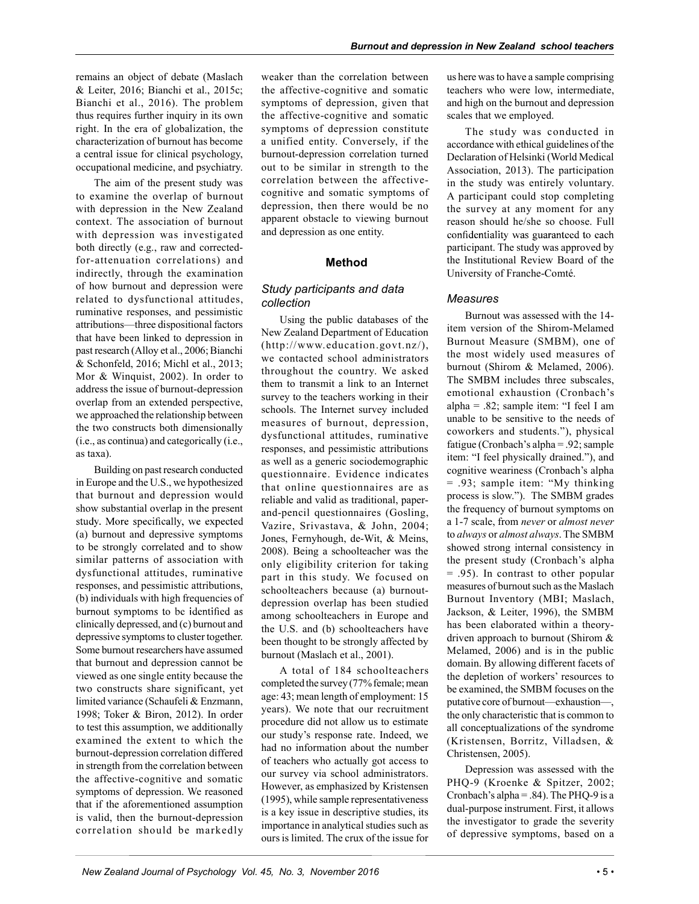remains an object of debate (Maslach & Leiter, 2016; Bianchi et al., 2015c; Bianchi et al., 2016). The problem thus requires further inquiry in its own right. In the era of globalization, the characterization of burnout has become a central issue for clinical psychology, occupational medicine, and psychiatry.

The aim of the present study was to examine the overlap of burnout with depression in the New Zealand context. The association of burnout with depression was investigated both directly (e.g., raw and corrected-for-attenuation correlations) and indirectly, through the examination of how burnout and depression were related to dysfunctional attitudes, ruminative responses, and pessimistic attributions—three dispositional factors that have been linked to depression in past research (Alloy et al., 2006; Bianchi & Schonfeld, 2016; Michl et al., 2013; Mor & Winquist, 2002). In order to address the issue of burnout-depression overlap from an extended perspective, we approached the relationship between the two constructs both dimensionally (i.e., as continua) and categorically (i.e., as taxa).

Building on past research conducted in Europe and the U.S., we hypothesized that burnout and depression would show substantial overlap in the present study. More specifically, we expected (a) burnout and depressive symptoms to be strongly correlated and to show similar patterns of association with dysfunctional attitudes, ruminative responses, and pessimistic attributions, (b) individuals with high frequencies of burnout symptoms to be identified as clinically depressed, and (c) burnout and depressive symptoms to cluster together. Some burnout researchers have assumed that burnout and depression cannot be viewed as one single entity because the two constructs share significant, yet limited variance (Schaufeli & Enzmann, 1998; Toker & Biron, 2012). In order to test this assumption, we additionally examined the extent to which the burnout-depression correlation differed in strength from the correlation between the affective-cognitive and somatic symptoms of depression. We reasoned that if the aforementioned assumption is valid, then the burnout-depression correlation should be markedly weaker than the correlation between the affective-cognitive and somatic symptoms of depression, given that the affective-cognitive and somatic symptoms of depression constitute a unified entity. Conversely, if the burnout-depression correlation turned out to be similar in strength to the correlation between the affective-cognitive and somatic symptoms of depression, then there would be no apparent obstacle to viewing burnout and depression as one entity.

## Method

### Study participants and data collection

Using the public databases of the New Zealand Department of Education (http://www.education.govt.nz/), we contacted school administrators throughout the country. We asked them to transmit a link to an Internet survey to the teachers working in their schools. The Internet survey included measures of burnout, depression, dysfunctional attitudes, ruminative responses, and pessimistic attributions as well as a generic sociodemographic questionnaire. Evidence indicates that online questionnaires are as reliable and valid as traditional, paper-and-pencil questionnaires (Gosling, Vazire, Srivastava, & John, 2004; Jones, Fernyhough, de-Wit, & Meins, 2008). Being a schoolteacher was the only eligibility criterion for taking part in this study. We focused on schoolteachers because (a) burnout-depression overlap has been studied among schoolteachers in Europe and the U.S. and (b) schoolteachers have been thought to be strongly affected by burnout (Maslach et al., 2001).

A total of 184 schoolteachers completed the survey (77% female; mean age: 43; mean length of employment: 15 years). We note that our recruitment procedure did not allow us to estimate our study's response rate. Indeed, we had no information about the number of teachers who actually got access to our survey via school administrators. However, as emphasized by Kristensen (1995), while sample representativeness is a key issue in descriptive studies, its importance in analytical studies such as ours is limited. The crux of the issue for us here was to have a sample comprising teachers who were low, intermediate, and high on the burnout and depression scales that we employed.

The study was conducted in accordance with ethical guidelines of the Declaration of Helsinki (World Medical Association, 2013). The participation in the study was entirely voluntary. A participant could stop completing the survey at any moment for any reason should he/she so choose. Full confidentiality was guaranteed to each participant. The study was approved by the Institutional Review Board of the University of Franche-Comté.

### Measures

Burnout was assessed with the 14-item version of the Shirom-Melamed Burnout Measure (SMBM), one of the most widely used measures of burnout (Shirom & Melamed, 2006). The SMBM includes three subscales, emotional exhaustion (Cronbach's alpha = .82; sample item: "I feel I am unable to be sensitive to the needs of coworkers and students."), physical fatigue (Cronbach's alpha = .92; sample item: "I feel physically drained."), and cognitive weariness (Cronbach's alpha = .93; sample item: "My thinking process is slow."). The SMBM grades the frequency of burnout symptoms on a 1-7 scale, from *never* or *almost never* to *always* or *almost always*. The SMBM showed strong internal consistency in the present study (Cronbach's alpha = .95). In contrast to other popular measures of burnout such as the Maslach Burnout Inventory (MBI; Maslach, Jackson, & Leiter, 1996), the SMBM has been elaborated within a theory-driven approach to burnout (Shirom & Melamed, 2006) and is in the public domain. By allowing different facets of the depletion of workers' resources to be examined, the SMBM focuses on the putative core of burnout—exhaustion—, the only characteristic that is common to all conceptualizations of the syndrome (Kristensen, Borritz, Villadsen, & Christensen, 2005).

Depression was assessed with the PHQ-9 (Kroenke & Spitzer, 2002; Cronbach's alpha = .84). The PHQ-9 is a dual-purpose instrument. First, it allows the investigator to grade the severity of depressive symptoms, based on a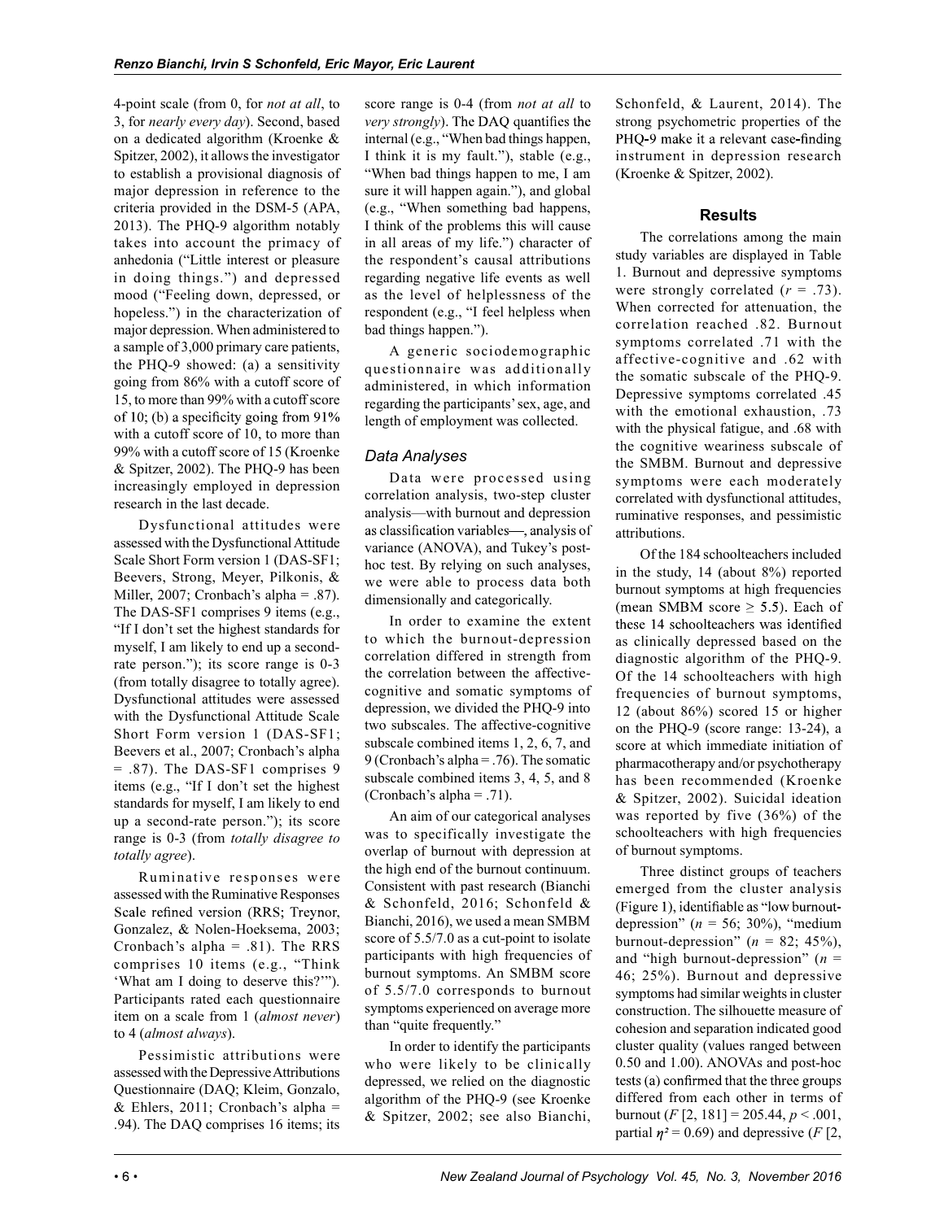4-point scale (from 0, for *not at all*, to 3, for *nearly every day*). Second, based on a dedicated algorithm (Kroenke & Spitzer, 2002), it allows the investigator to establish a provisional diagnosis of major depression in reference to the criteria provided in the DSM-5 (APA, 2013). The PHQ-9 algorithm notably takes into account the primacy of anhedonia ("Little interest or pleasure in doing things.") and depressed mood ("Feeling down, depressed, or hopeless.") in the characterization of major depression. When administered to a sample of 3,000 primary care patients, the PHQ-9 showed: (a) a sensitivity going from 86% with a cutoff score of 15, to more than 99% with a cutoff score of 10; (b) a specificity going from 91% with a cutoff score of 10, to more than 99% with a cutoff score of 15 (Kroenke & Spitzer, 2002). The PHQ-9 has been increasingly employed in depression research in the last decade.

Dysfunctional attitudes were assessed with the Dysfunctional Attitude Scale Short Form version 1 (DAS-SF1; Beevers, Strong, Meyer, Pilkonis, & Miller, 2007; Cronbach's alpha = .87). The DAS-SF1 comprises 9 items (e.g., "If I don't set the highest standards for myself, I am likely to end up a second-rate person."); its score range is 0-3 (from totally disagree to totally agree). Dysfunctional attitudes were assessed with the Dysfunctional Attitude Scale Short Form version 1 (DAS-SF1; Beevers et al., 2007; Cronbach's alpha = .87). The DAS-SF1 comprises 9 items (e.g., "If I don't set the highest standards for myself, I am likely to end up a second-rate person."); its score range is 0-3 (from *totally disagree to totally agree*).

Ruminative responses were assessed with the Ruminative Responses Scale refined version (RRS; Treynor, Gonzalez, & Nolen-Hoeksema, 2003; Cronbach's alpha = .81). The RRS comprises 10 items (e.g., "Think 'What am I doing to deserve this?'"). Participants rated each questionnaire item on a scale from 1 (*almost never*) to 4 (*almost always*).

Pessimistic attributions were assessed with the Depressive Attributions Questionnaire (DAQ; Kleim, Gonzalo, & Ehlers, 2011; Cronbach's alpha = .94). The DAQ comprises 16 items; its score range is 0-4 (from *not at all* to *very strongly*). The DAQ quantifies the internal (e.g., "When bad things happen, I think it is my fault."), stable (e.g., "When bad things happen to me, I am sure it will happen again."), and global (e.g., "When something bad happens, I think of the problems this will cause in all areas of my life.") character of the respondent's causal attributions regarding negative life events as well as the level of helplessness of the respondent (e.g., "I feel helpless when bad things happen.").

A generic sociodemographic questionnaire was additionally administered, in which information regarding the participants' sex, age, and length of employment was collected.

### Data Analyses

Data were processed using correlation analysis, two-step cluster analysis—with burnout and depression as classification variables—, analysis of variance (ANOVA), and Tukey's post-hoc test. By relying on such analyses, we were able to process data both dimensionally and categorically.

In order to examine the extent to which the burnout-depression correlation differed in strength from the correlation between the affective-cognitive and somatic symptoms of depression, we divided the PHQ-9 into two subscales. The affective-cognitive subscale combined items 1, 2, 6, 7, and 9 (Cronbach's alpha = .76). The somatic subscale combined items 3, 4, 5, and 8 (Cronbach's alpha = .71).

An aim of our categorical analyses was to specifically investigate the overlap of burnout with depression at the high end of the burnout continuum. Consistent with past research (Bianchi & Schonfeld, 2016; Schonfeld & Bianchi, 2016), we used a mean SMBM score of 5.5/7.0 as a cut-point to isolate participants with high frequencies of burnout symptoms. An SMBM score of 5.5/7.0 corresponds to burnout symptoms experienced on average more than "quite frequently."

In order to identify the participants who were likely to be clinically depressed, we relied on the diagnostic algorithm of the PHQ-9 (see Kroenke & Spitzer, 2002; see also Bianchi, Schonfeld, & Laurent, 2014). The strong psychometric properties of the PHQ-9 make it a relevant case-finding instrument in depression research (Kroenke & Spitzer, 2002).

## Results

The correlations among the main study variables are displayed in Table 1. Burnout and depressive symptoms were strongly correlated ($r$ = .73). When corrected for attenuation, the correlation reached .82. Burnout symptoms correlated .71 with the affective-cognitive and .62 with the somatic subscale of the PHQ-9. Depressive symptoms correlated .45 with the emotional exhaustion, .73 with the physical fatigue, and .68 with the cognitive weariness subscale of the SMBM. Burnout and depressive symptoms were each moderately correlated with dysfunctional attitudes, ruminative responses, and pessimistic attributions.

Of the 184 schoolteachers included in the study, 14 (about 8%) reported burnout symptoms at high frequencies (mean SMBM score ≥ 5.5). Each of these 14 schoolteachers was identified as clinically depressed based on the diagnostic algorithm of the PHQ-9. Of the 14 schoolteachers with high frequencies of burnout symptoms, 12 (about 86%) scored 15 or higher on the PHQ-9 (score range: 13-24), a score at which immediate initiation of pharmacotherapy and/or psychotherapy has been recommended (Kroenke & Spitzer, 2002). Suicidal ideation was reported by five (36%) of the schoolteachers with high frequencies of burnout symptoms.

Three distinct groups of teachers emerged from the cluster analysis (Figure 1), identifiable as "low burnout-depression" ($n$ = 56; 30%), "medium burnout-depression" ($n$ = 82; 45%), and "high burnout-depression" ($n$ = 46; 25%). Burnout and depressive symptoms had similar weights in cluster construction. The silhouette measure of cohesion and separation indicated good cluster quality (values ranged between 0.50 and 1.00). ANOVAs and post-hoc tests (a) confirmed that the three groups differed from each other in terms of burnout ($F$ [2, 181] = 205.44, $p < .001$, partial $\eta^2 = 0.69$) and depressive ($F$ [2,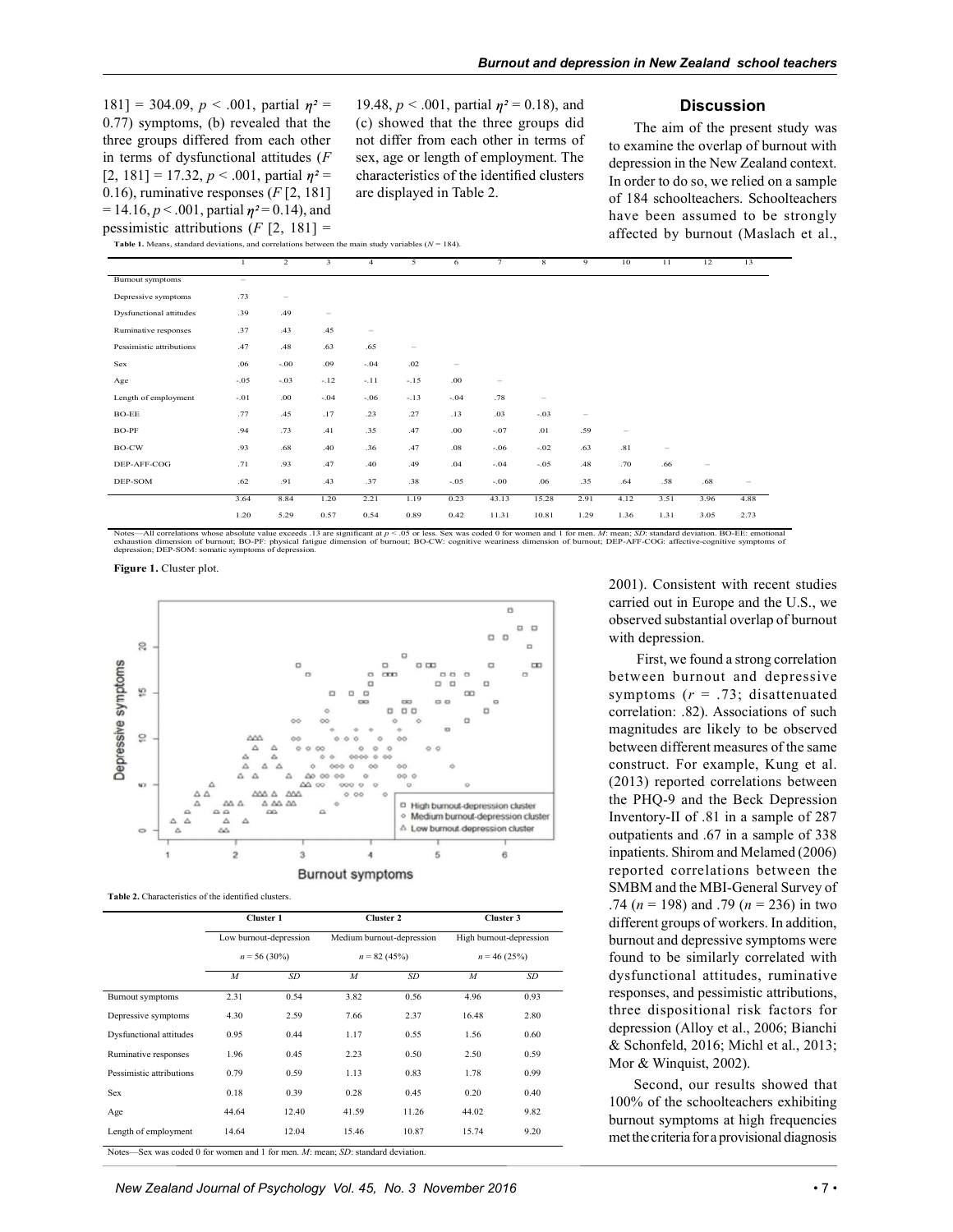181] = 304.09, $p$ < .001, partial $\eta^2$ = 0.77) symptoms, (b) revealed that the three groups differed from each other in terms of dysfunctional attitudes ($F$ [2, 181] = 17.32, $p$ < .001, partial $\eta^2$ = 0.16), ruminative responses ($F$ [2, 181] = 14.16, $p$ < .001, partial $\eta^2$ = 0.14), and pessimistic attributions ($F$ [2, 181] = 19.48, $p$ < .001, partial $\eta^2$ = 0.18), and (c) showed that the three groups did not differ from each other in terms of sex, age or length of employment. The characteristics of the identified clusters are displayed in Table 2.

**Table 1.** Means, standard deviations, and correlations between the main study variables ($N$ = 184).

| | 1 | 2 | 3 | 4 | 5 | 6 | 7 | 8 | 9 | 10 | 11 | 12 | 13 |
|---|---|---|---|---|---|---|---|---|---|---|---|---|---|
| Burnout symptoms | – | | | | | | | | | | | | |
| Depressive symptoms | .73 | – | | | | | | | | | | | |
| Dysfunctional attitudes | .39 | .49 | – | | | | | | | | | | |
| Ruminative responses | .37 | .43 | .45 | – | | | | | | | | | |
| Pessimistic attributions | .47 | .48 | .63 | .65 | – | | | | | | | | |
| Sex | .06 | -.00 | .09 | -.04 | .02 | – | | | | | | | |
| Age | -.05 | -.03 | -.12 | -.11 | -.15 | .00 | – | | | | | | |
| Length of employment | -.01 | .00 | -.04 | -.06 | -.13 | -.04 | .78 | – | | | | | |
| BO-EE | .77 | .45 | .17 | .23 | .27 | .13 | .03 | -.03 | – | | | | |
| BO-PF | .94 | .73 | .41 | .35 | .47 | .00 | -.07 | .01 | .59 | – | | | |
| BO-CW | .93 | .68 | .40 | .36 | .47 | .08 | -.06 | -.02 | .63 | .81 | – | | |
| DEP-AFF-COG | .71 | .93 | .47 | .40 | .49 | .04 | -.04 | -.05 | .48 | .70 | .66 | – | |
| DEP-SOM | .62 | .91 | .43 | .37 | .38 | -.05 | -.00 | .06 | .35 | .64 | .58 | .68 | – |
| | 3.64 | 8.84 | 1.20 | 2.21 | 1.19 | 0.23 | 43.13 | 15.28 | 2.91 | 4.12 | 3.51 | 3.96 | 4.88 |
| | 1.20 | 5.29 | 0.57 | 0.54 | 0.89 | 0.42 | 11.31 | 10.81 | 1.29 | 1.36 | 1.31 | 3.05 | 2.73 |

Notes—All correlations whose absolute value exceeds .13 are significant at $p$ < .05 or less. Sex was coded 0 for women and 1 for men. $M$: mean; $SD$: standard deviation. BO-EE: emotional exhaustion dimension of burnout; BO-PF: physical fatigue dimension of burnout; BO-CW: cognitive weariness dimension of burnout; DEP-AFF-COG: affective-cognitive symptoms of depression; DEP-SOM: somatic symptoms of depression.

**Figure 1.** Cluster plot.

**Table 2.** Characteristics of the identified clusters.

| | Cluster 1 | | Cluster 2 | | Cluster 3 | |
|---|---|---|---|---|---|---|
| | Low burnout-depression | | Medium burnout-depression | | High burnout-depression | |
| | $n$ = 56 (30%) | | $n$ = 82 (45%) | | $n$ = 46 (25%) | |
| | $M$ | $SD$ | $M$ | $SD$ | $M$ | $SD$ |
| Burnout symptoms | 2.31 | 0.54 | 3.82 | 0.56 | 4.96 | 0.93 |
| Depressive symptoms | 4.30 | 2.59 | 7.66 | 2.37 | 16.48 | 2.80 |
| Dysfunctional attitudes | 0.95 | 0.44 | 1.17 | 0.55 | 1.56 | 0.60 |
| Ruminative responses | 1.96 | 0.45 | 2.23 | 0.50 | 2.50 | 0.59 |
| Pessimistic attributions | 0.79 | 0.59 | 1.13 | 0.83 | 1.78 | 0.99 |
| Sex | 0.18 | 0.39 | 0.28 | 0.45 | 0.20 | 0.40 |
| Age | 44.64 | 12.40 | 41.59 | 11.26 | 44.02 | 9.82 |
| Length of employment | 14.64 | 12.04 | 15.46 | 10.87 | 15.74 | 9.20 |

Notes—Sex was coded 0 for women and 1 for men. $M$: mean; $SD$: standard deviation.

## Discussion

The aim of the present study was to examine the overlap of burnout with depression in the New Zealand context. In order to do so, we relied on a sample of 184 schoolteachers. Schoolteachers have been assumed to be strongly affected by burnout (Maslach et al., 2001). Consistent with recent studies carried out in Europe and the U.S., we observed substantial overlap of burnout with depression.

First, we found a strong correlation between burnout and depressive symptoms ($r$ = .73; disattenuated correlation: .82). Associations of such magnitudes are likely to be observed between different measures of the same construct. For example, Kung et al. (2013) reported correlations between the PHQ-9 and the Beck Depression Inventory-II of .81 in a sample of 287 outpatients and .67 in a sample of 338 inpatients. Shirom and Melamed (2006) reported correlations between the SMBM and the MBI-General Survey of .74 ($n$ = 198) and .79 ($n$ = 236) in two different groups of workers. In addition, burnout and depressive symptoms were found to be similarly correlated with dysfunctional attitudes, ruminative responses, and pessimistic attributions, three dispositional risk factors for depression (Alloy et al., 2006; Bianchi & Schonfeld, 2016; Michl et al., 2013; Mor & Winquist, 2002).

Second, our results showed that 100% of the schoolteachers exhibiting burnout symptoms at high frequencies met the criteria for a provisional diagnosis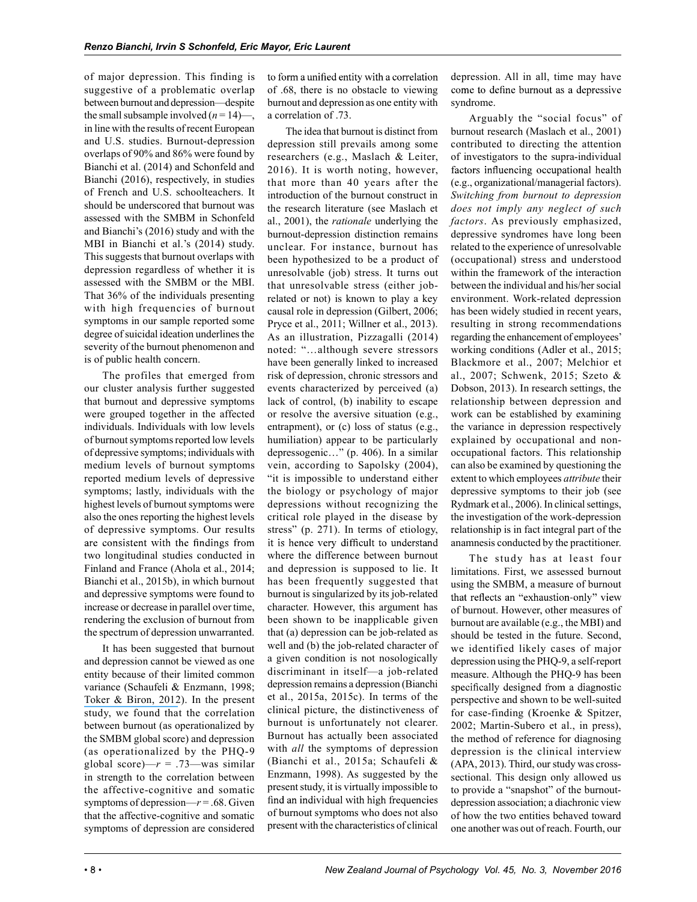of major depression. This finding is suggestive of a problematic overlap between burnout and depression—despite the small subsample involved ($n = 14$)—, in line with the results of recent European and U.S. studies. Burnout-depression overlaps of 90% and 86% were found by Bianchi et al. (2014) and Schonfeld and Bianchi (2016), respectively, in studies of French and U.S. schoolteachers. It should be underscored that burnout was assessed with the SMBM in Schonfeld and Bianchi's (2016) study and with the MBI in Bianchi et al.'s (2014) study. This suggests that burnout overlaps with depression regardless of whether it is assessed with the SMBM or the MBI. That 36% of the individuals presenting with high frequencies of burnout symptoms in our sample reported some degree of suicidal ideation underlines the severity of the burnout phenomenon and is of public health concern.

The profiles that emerged from our cluster analysis further suggested that burnout and depressive symptoms were grouped together in the affected individuals. Individuals with low levels of burnout symptoms reported low levels of depressive symptoms; individuals with medium levels of burnout symptoms reported medium levels of depressive symptoms; lastly, individuals with the highest levels of burnout symptoms were also the ones reporting the highest levels of depressive symptoms. Our results are consistent with the findings from two longitudinal studies conducted in Finland and France (Ahola et al., 2014; Bianchi et al., 2015b), in which burnout and depressive symptoms were found to increase or decrease in parallel over time, rendering the exclusion of burnout from the spectrum of depression unwarranted.

It has been suggested that burnout and depression cannot be viewed as one entity because of their limited common variance (Schaufeli & Enzmann, 1998; Toker & Biron, 2012). In the present study, we found that the correlation between burnout (as operationalized by the SMBM global score) and depression (as operationalized by the PHQ-9 global score)—$r = .73$—was similar in strength to the correlation between the affective-cognitive and somatic symptoms of depression—$r = .68$. Given that the affective-cognitive and somatic symptoms of depression are considered to form a unified entity with a correlation of .68, there is no obstacle to viewing burnout and depression as one entity with a correlation of .73.

The idea that burnout is distinct from depression still prevails among some researchers (e.g., Maslach & Leiter, 2016). It is worth noting, however, that more than 40 years after the introduction of the burnout construct in the research literature (see Maslach et al., 2001), the *rationale* underlying the burnout-depression distinction remains unclear. For instance, burnout has been hypothesized to be a product of unresolvable (job) stress. It turns out that unresolvable stress (either job-related or not) is known to play a key causal role in depression (Gilbert, 2006; Pryce et al., 2011; Willner et al., 2013). As an illustration, Pizzagalli (2014) noted: "…although severe stressors have been generally linked to increased risk of depression, chronic stressors and events characterized by perceived (a) lack of control, (b) inability to escape or resolve the aversive situation (e.g., entrapment), or (c) loss of status (e.g., humiliation) appear to be particularly depressogenic…" (p. 406). In a similar vein, according to Sapolsky (2004), "it is impossible to understand either the biology or psychology of major depressions without recognizing the critical role played in the disease by stress" (p. 271). In terms of etiology, it is hence very difficult to understand where the difference between burnout and depression is supposed to lie. It has been frequently suggested that burnout is singularized by its job-related character. However, this argument has been shown to be inapplicable given that (a) depression can be job-related as well and (b) the job-related character of a given condition is not nosologically discriminant in itself—a job-related depression remains a depression (Bianchi et al., 2015a, 2015c). In terms of the clinical picture, the distinctiveness of burnout is unfortunately not clearer. Burnout has actually been associated with *all* the symptoms of depression (Bianchi et al., 2015a; Schaufeli & Enzmann, 1998). As suggested by the present study, it is virtually impossible to find an individual with high frequencies of burnout symptoms who does not also present with the characteristics of clinical depression. All in all, time may have come to define burnout as a depressive syndrome.

Arguably the "social focus" of burnout research (Maslach et al., 2001) contributed to directing the attention of investigators to the supra-individual factors influencing occupational health (e.g., organizational/managerial factors). *Switching from burnout to depression does not imply any neglect of such factors*. As previously emphasized, depressive syndromes have long been related to the experience of unresolvable (occupational) stress and understood within the framework of the interaction between the individual and his/her social environment. Work-related depression has been widely studied in recent years, resulting in strong recommendations regarding the enhancement of employees' working conditions (Adler et al., 2015; Blackmore et al., 2007; Melchior et al., 2007; Schwenk, 2015; Szeto & Dobson, 2013). In research settings, the relationship between depression and work can be established by examining the variance in depression respectively explained by occupational and non-occupational factors. This relationship can also be examined by questioning the extent to which employees *attribute* their depressive symptoms to their job (see Rydmark et al., 2006). In clinical settings, the investigation of the work-depression relationship is in fact integral part of the anamnesis conducted by the practitioner.

The study has at least four limitations. First, we assessed burnout using the SMBM, a measure of burnout that reflects an "exhaustion-only" view of burnout. However, other measures of burnout are available (e.g., the MBI) and should be tested in the future. Second, we identified likely cases of major depression using the PHQ-9, a self-report measure. Although the PHQ-9 has been specifically designed from a diagnostic perspective and shown to be well-suited for case-finding (Kroenke & Spitzer, 2002; Martin-Subero et al., in press), the method of reference for diagnosing depression is the clinical interview (APA, 2013). Third, our study was cross-sectional. This design only allowed us to provide a "snapshot" of the burnout-depression association; a diachronic view of how the two entities behaved toward one another was out of reach. Fourth, our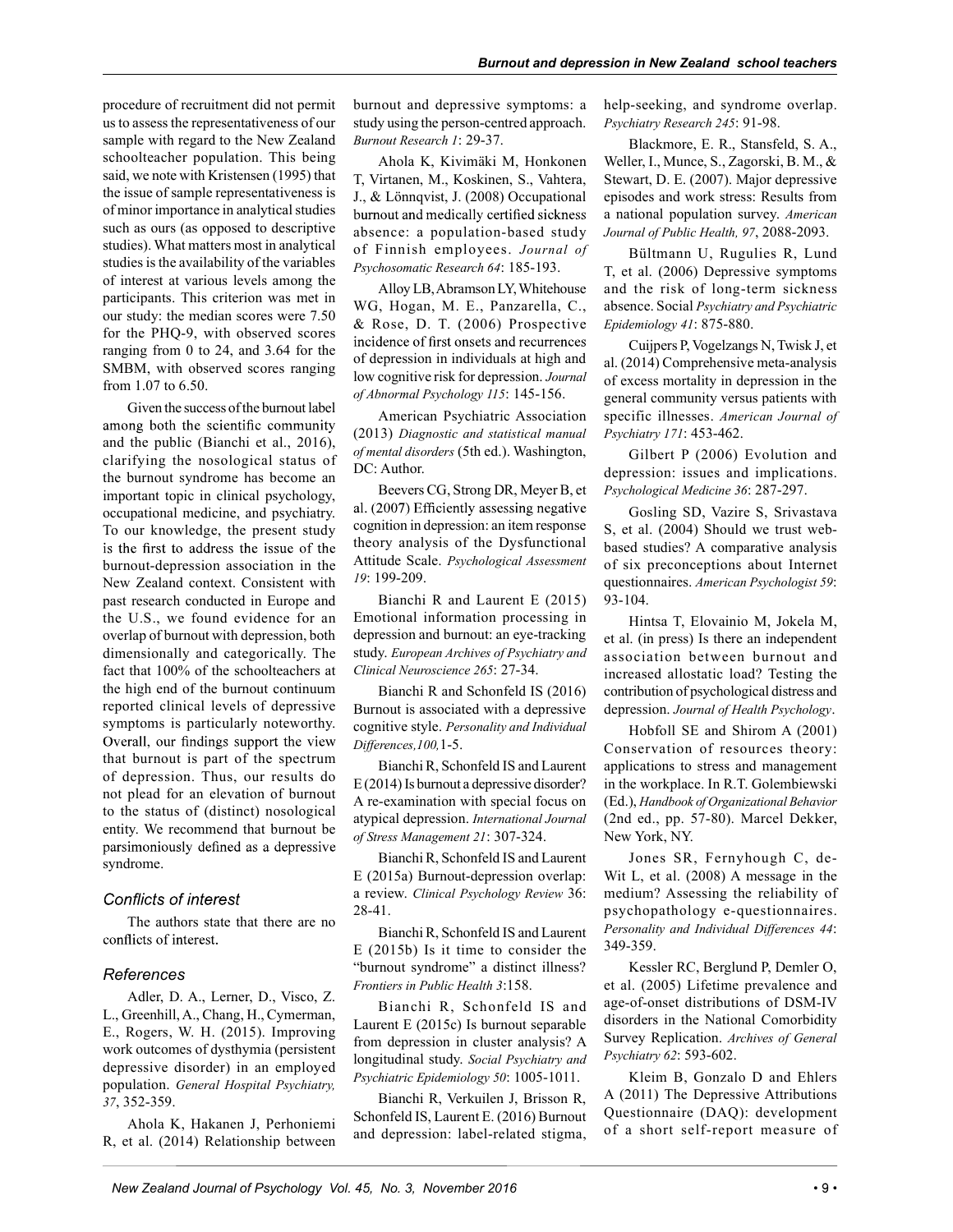procedure of recruitment did not permit us to assess the representativeness of our sample with regard to the New Zealand schoolteacher population. This being said, we note with Kristensen (1995) that the issue of sample representativeness is of minor importance in analytical studies such as ours (as opposed to descriptive studies). What matters most in analytical studies is the availability of the variables of interest at various levels among the participants. This criterion was met in our study: the median scores were 7.50 for the PHQ-9, with observed scores ranging from 0 to 24, and 3.64 for the SMBM, with observed scores ranging from 1.07 to 6.50.

Given the success of the burnout label among both the scientific community and the public (Bianchi et al., 2016), clarifying the nosological status of the burnout syndrome has become an important topic in clinical psychology, occupational medicine, and psychiatry. To our knowledge, the present study is the first to address the issue of the burnout-depression association in the New Zealand context. Consistent with past research conducted in Europe and the U.S., we found evidence for an overlap of burnout with depression, both dimensionally and categorically. The fact that 100% of the schoolteachers at the high end of the burnout continuum reported clinical levels of depressive symptoms is particularly noteworthy. Overall, our findings support the view that burnout is part of the spectrum of depression. Thus, our results do not plead for an elevation of burnout to the status of (distinct) nosological entity. We recommend that burnout be parsimoniously defined as a depressive syndrome.

### Conflicts of interest

The authors state that there are no conflicts of interest.

### References

Adler, D. A., Lerner, D., Visco, Z. L., Greenhill, A., Chang, H., Cymerman, E., Rogers, W. H. (2015). Improving work outcomes of dysthymia (persistent depressive disorder) in an employed population. *General Hospital Psychiatry, 37*, 352-359.

Ahola K, Hakanen J, Perhoniemi R, et al. (2014) Relationship between burnout and depressive symptoms: a study using the person-centred approach. *Burnout Research 1*: 29-37.

Ahola K, Kivimäki M, Honkonen T, Virtanen, M., Koskinen, S., Vahtera, J., & Lönnqvist, J. (2008) Occupational burnout and medically certified sickness absence: a population-based study of Finnish employees. *Journal of Psychosomatic Research 64*: 185-193.

Alloy LB, Abramson LY, Whitehouse WG, Hogan, M. E., Panzarella, C., & Rose, D. T. (2006) Prospective incidence of first onsets and recurrences of depression in individuals at high and low cognitive risk for depression. *Journal of Abnormal Psychology 115*: 145-156.

American Psychiatric Association (2013) *Diagnostic and statistical manual of mental disorders* (5th ed.). Washington, DC: Author.

Beevers CG, Strong DR, Meyer B, et al. (2007) Efficiently assessing negative cognition in depression: an item response theory analysis of the Dysfunctional Attitude Scale. *Psychological Assessment 19*: 199-209.

Bianchi R and Laurent E (2015) Emotional information processing in depression and burnout: an eye-tracking study. *European Archives of Psychiatry and Clinical Neuroscience 265*: 27-34.

Bianchi R and Schonfeld IS (2016) Burnout is associated with a depressive cognitive style. *Personality and Individual Differences,100,*1-5.

Bianchi R, Schonfeld IS and Laurent E (2014) Is burnout a depressive disorder? A re-examination with special focus on atypical depression. *International Journal of Stress Management 21*: 307-324.

Bianchi R, Schonfeld IS and Laurent E (2015a) Burnout-depression overlap: a review. *Clinical Psychology Review* 36: 28-41.

Bianchi R, Schonfeld IS and Laurent E (2015b) Is it time to consider the "burnout syndrome" a distinct illness? *Frontiers in Public Health 3*:158.

Bianchi R, Schonfeld IS and Laurent E (2015c) Is burnout separable from depression in cluster analysis? A longitudinal study. *Social Psychiatry and Psychiatric Epidemiology 50*: 1005-1011.

Bianchi R, Verkuilen J, Brisson R, Schonfeld IS, Laurent E. (2016) Burnout and depression: label-related stigma, help-seeking, and syndrome overlap. *Psychiatry Research 245*: 91-98.

Blackmore, E. R., Stansfeld, S. A., Weller, I., Munce, S., Zagorski, B. M., & Stewart, D. E. (2007). Major depressive episodes and work stress: Results from a national population survey. *American Journal of Public Health, 97*, 2088-2093.

Bültmann U, Rugulies R, Lund T, et al. (2006) Depressive symptoms and the risk of long-term sickness absence. Social *Psychiatry and Psychiatric Epidemiology 41*: 875-880.

Cuijpers P, Vogelzangs N, Twisk J, et al. (2014) Comprehensive meta-analysis of excess mortality in depression in the general community versus patients with specific illnesses. *American Journal of Psychiatry 171*: 453-462.

Gilbert P (2006) Evolution and depression: issues and implications. *Psychological Medicine 36*: 287-297.

Gosling SD, Vazire S, Srivastava S, et al. (2004) Should we trust web-based studies? A comparative analysis of six preconceptions about Internet questionnaires. *American Psychologist 59*: 93-104.

Hintsa T, Elovainio M, Jokela M, et al. (in press) Is there an independent association between burnout and increased allostatic load? Testing the contribution of psychological distress and depression. *Journal of Health Psychology*.

Hobfoll SE and Shirom A (2001) Conservation of resources theory: applications to stress and management in the workplace. In R.T. Golembiewski (Ed.), *Handbook of Organizational Behavior* (2nd ed., pp. 57-80). Marcel Dekker, New York, NY.

Jones SR, Fernyhough C, de-Wit L, et al. (2008) A message in the medium? Assessing the reliability of psychopathology e-questionnaires. *Personality and Individual Differences 44*: 349-359.

Kessler RC, Berglund P, Demler O, et al. (2005) Lifetime prevalence and age-of-onset distributions of DSM-IV disorders in the National Comorbidity Survey Replication. *Archives of General Psychiatry 62*: 593-602.

Kleim B, Gonzalo D and Ehlers A (2011) The Depressive Attributions Questionnaire (DAQ): development of a short self-report measure of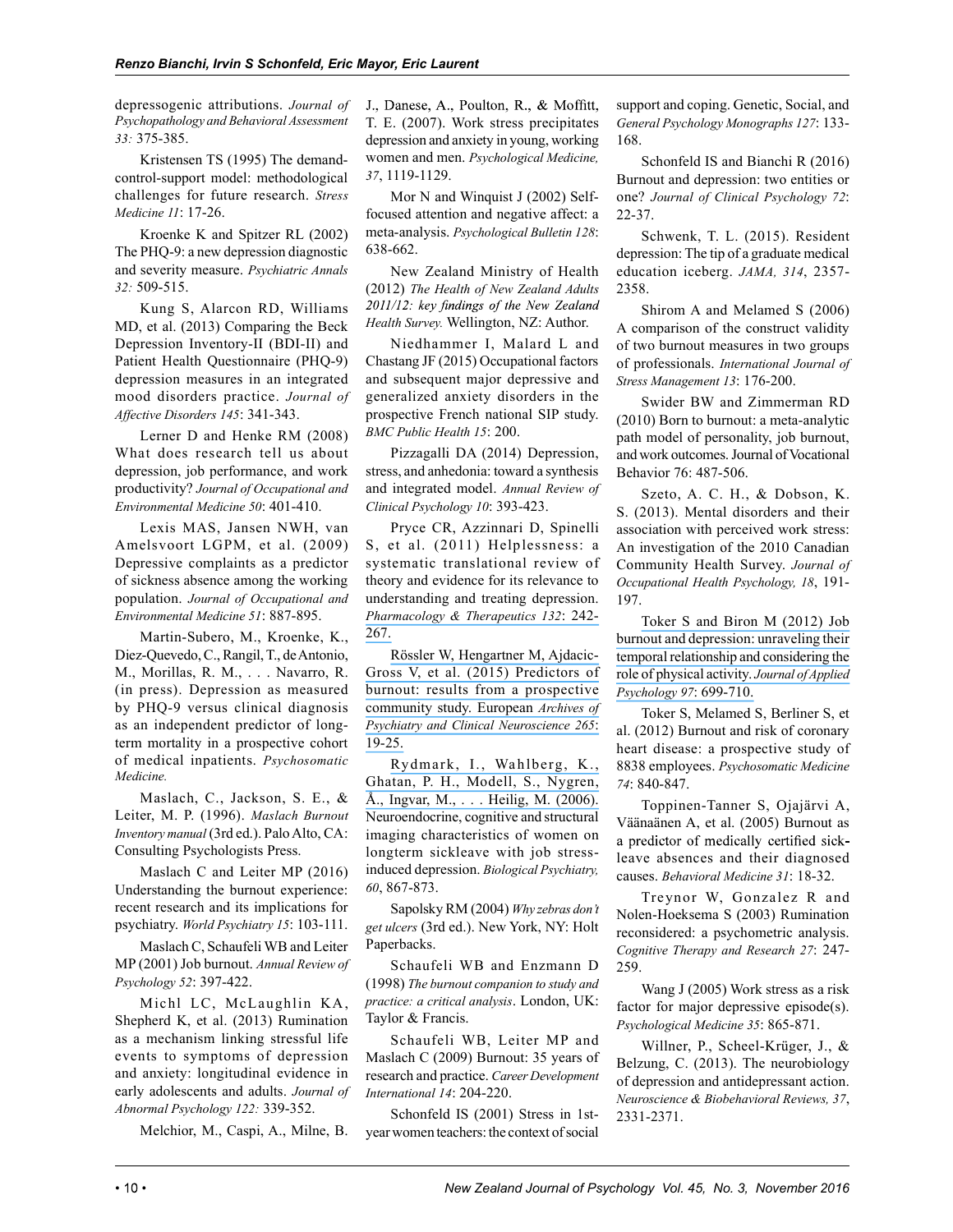depressogenic attributions. *Journal of Psychopathology and Behavioral Assessment 33:* 375-385.

Kristensen TS (1995) The demand-control-support model: methodological challenges for future research. *Stress Medicine 11*: 17-26.

Kroenke K and Spitzer RL (2002) The PHQ-9: a new depression diagnostic and severity measure. *Psychiatric Annals 32:* 509-515.

Kung S, Alarcon RD, Williams MD, et al. (2013) Comparing the Beck Depression Inventory-II (BDI-II) and Patient Health Questionnaire (PHQ-9) depression measures in an integrated mood disorders practice. *Journal of Affective Disorders 145*: 341-343.

Lerner D and Henke RM (2008) What does research tell us about depression, job performance, and work productivity? *Journal of Occupational and Environmental Medicine 50*: 401-410.

Lexis MAS, Jansen NWH, van Amelsvoort LGPM, et al. (2009) Depressive complaints as a predictor of sickness absence among the working population. *Journal of Occupational and Environmental Medicine 51*: 887-895.

Martin-Subero, M., Kroenke, K., Diez-Quevedo, C., Rangil, T., de Antonio, M., Morillas, R. M., . . . Navarro, R. (in press). Depression as measured by PHQ-9 versus clinical diagnosis as an independent predictor of long-term mortality in a prospective cohort of medical inpatients. *Psychosomatic Medicine.*

Maslach, C., Jackson, S. E., & Leiter, M. P. (1996). *Maslach Burnout Inventory manual* (3rd ed.). Palo Alto, CA: Consulting Psychologists Press.

Maslach C and Leiter MP (2016) Understanding the burnout experience: recent research and its implications for psychiatry. *World Psychiatry 15*: 103-111.

Maslach C, Schaufeli WB and Leiter MP (2001) Job burnout. *Annual Review of Psychology 52*: 397-422.

Michl LC, McLaughlin KA, Shepherd K, et al. (2013) Rumination as a mechanism linking stressful life events to symptoms of depression and anxiety: longitudinal evidence in early adolescents and adults. *Journal of Abnormal Psychology 122:* 339-352.

Melchior, M., Caspi, A., Milne, B. J., Danese, A., Poulton, R., & Moffitt, T. E. (2007). Work stress precipitates depression and anxiety in young, working women and men. *Psychological Medicine, 37*, 1119-1129.

Mor N and Winquist J (2002) Self-focused attention and negative affect: a meta-analysis. *Psychological Bulletin 128*: 638-662.

New Zealand Ministry of Health (2012) *The Health of New Zealand Adults 2011/12: key findings of the New Zealand Health Survey.* Wellington, NZ: Author.

Niedhammer I, Malard L and Chastang JF (2015) Occupational factors and subsequent major depressive and generalized anxiety disorders in the prospective French national SIP study. *BMC Public Health 15*: 200.

Pizzagalli DA (2014) Depression, stress, and anhedonia: toward a synthesis and integrated model. *Annual Review of Clinical Psychology 10*: 393-423.

Pryce CR, Azzinnari D, Spinelli S, et al. (2011) Helplessness: a systematic translational review of theory and evidence for its relevance to understanding and treating depression. *Pharmacology & Therapeutics 132*: 242-267.

Rössler W, Hengartner M, Ajdacic-Gross V, et al. (2015) Predictors of burnout: results from a prospective community study. European *Archives of Psychiatry and Clinical Neuroscience 265*: 19-25.

Rydmark, I., Wahlberg, K., Ghatan, P. H., Modell, S., Nygren, Å., Ingvar, M., . . . Heilig, M. (2006). Neuroendocrine, cognitive and structural imaging characteristics of women on longterm sickleave with job stress-induced depression. *Biological Psychiatry, 60*, 867-873.

Sapolsky RM (2004) *Why zebras don't get ulcers* (3rd ed.). New York, NY: Holt Paperbacks.

Schaufeli WB and Enzmann D (1998) *The burnout companion to study and practice: a critical analysis*. London, UK: Taylor & Francis.

Schaufeli WB, Leiter MP and Maslach C (2009) Burnout: 35 years of research and practice. *Career Development International 14*: 204-220.

Schonfeld IS (2001) Stress in 1st-year women teachers: the context of social support and coping. Genetic, Social, and *General Psychology Monographs 127*: 133-168.

Schonfeld IS and Bianchi R (2016) Burnout and depression: two entities or one? *Journal of Clinical Psychology 72*: 22-37.

Schwenk, T. L. (2015). Resident depression: The tip of a graduate medical education iceberg. *JAMA, 314*, 2357-2358.

Shirom A and Melamed S (2006) A comparison of the construct validity of two burnout measures in two groups of professionals. *International Journal of Stress Management 13*: 176-200.

Swider BW and Zimmerman RD (2010) Born to burnout: a meta-analytic path model of personality, job burnout, and work outcomes. Journal of Vocational Behavior 76: 487-506.

Szeto, A. C. H., & Dobson, K. S. (2013). Mental disorders and their association with perceived work stress: An investigation of the 2010 Canadian Community Health Survey. *Journal of Occupational Health Psychology, 18*, 191-197.

Toker S and Biron M (2012) Job burnout and depression: unraveling their temporal relationship and considering the role of physical activity. *Journal of Applied Psychology 97*: 699-710.

Toker S, Melamed S, Berliner S, et al. (2012) Burnout and risk of coronary heart disease: a prospective study of 8838 employees. *Psychosomatic Medicine 74*: 840-847.

Toppinen-Tanner S, Ojajärvi A, Väänaänen A, et al. (2005) Burnout as a predictor of medically certified sick-leave absences and their diagnosed causes. *Behavioral Medicine 31*: 18-32.

Treynor W, Gonzalez R and Nolen-Hoeksema S (2003) Rumination reconsidered: a psychometric analysis. *Cognitive Therapy and Research 27*: 247-259.

Wang J (2005) Work stress as a risk factor for major depressive episode(s). *Psychological Medicine 35*: 865-871.

Willner, P., Scheel-Krüger, J., & Belzung, C. (2013). The neurobiology of depression and antidepressant action. *Neuroscience & Biobehavioral Reviews, 37*, 2331-2371.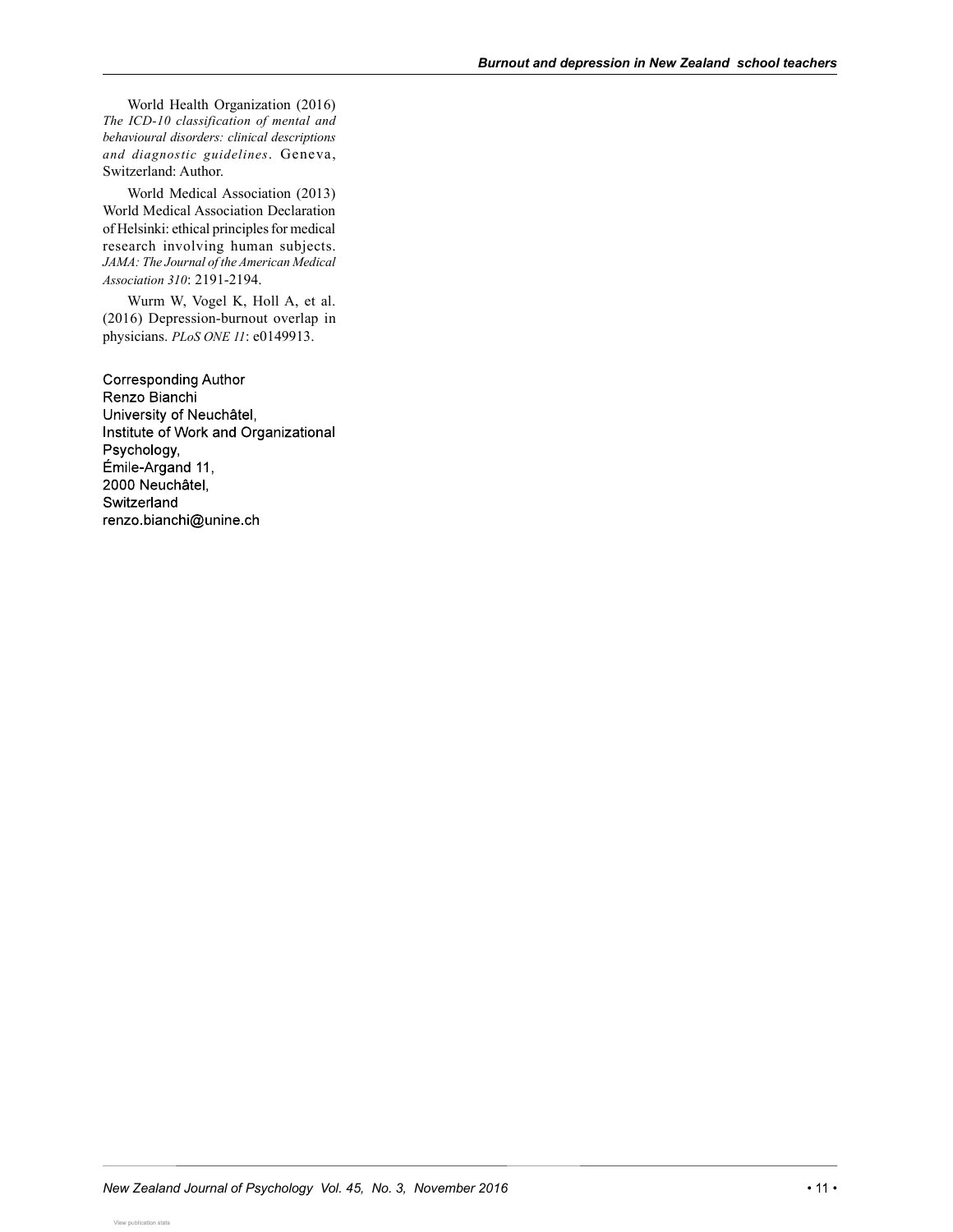World Health Organization (2016) *The ICD-10 classification of mental and behavioural disorders: clinical descriptions and diagnostic guidelines*. Geneva, Switzerland: Author.

World Medical Association (2013) World Medical Association Declaration of Helsinki: ethical principles for medical research involving human subjects. *JAMA: The Journal of the American Medical Association 310*: 2191-2194.

Wurm W, Vogel K, Holl A, et al. (2016) Depression-burnout overlap in physicians. *PLoS ONE 11*: e0149913.

Corresponding Author
Renzo Bianchi
University of Neuchâtel,
Institute of Work and Organizational Psychology,
Émile-Argand 11,
2000 Neuchâtel,
Switzerland
renzo.bianchi@unine.ch